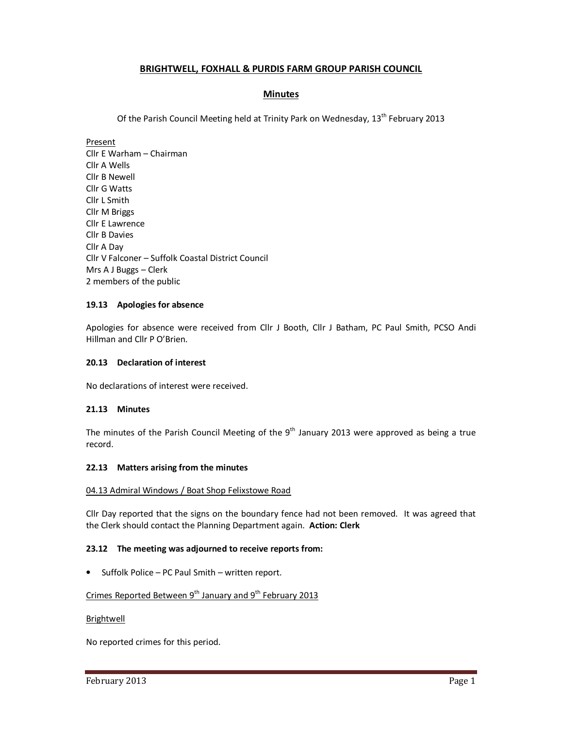# BRIGHTWELL, FOXHALL & PURDIS FARM GROUP PARISH COUNCIL

## Minutes

Of the Parish Council Meeting held at Trinity Park on Wednesday, 13th February 2013

Present
Cllr E Warham – Chairman
Cllr A Wells
Cllr B Newell
Cllr G Watts
Cllr L Smith
Cllr M Briggs
Cllr E Lawrence
Cllr B Davies
Cllr A Day
Cllr V Falconer – Suffolk Coastal District Council
Mrs A J Buggs – Clerk
2 members of the public

**19.13 Apologies for absence**

Apologies for absence were received from Cllr J Booth, Cllr J Batham, PC Paul Smith, PCSO Andi Hillman and Cllr P O'Brien.

**20.13 Declaration of interest**

No declarations of interest were received.

**21.13 Minutes**

The minutes of the Parish Council Meeting of the 9th January 2013 were approved as being a true record.

**22.13 Matters arising from the minutes**

04.13 Admiral Windows / Boat Shop Felixstowe Road

Cllr Day reported that the signs on the boundary fence had not been removed. It was agreed that the Clerk should contact the Planning Department again. **Action: Clerk**

**23.12 The meeting was adjourned to receive reports from:**

- Suffolk Police – PC Paul Smith – written report.

Crimes Reported Between 9th January and 9th February 2013

Brightwell

No reported crimes for this period.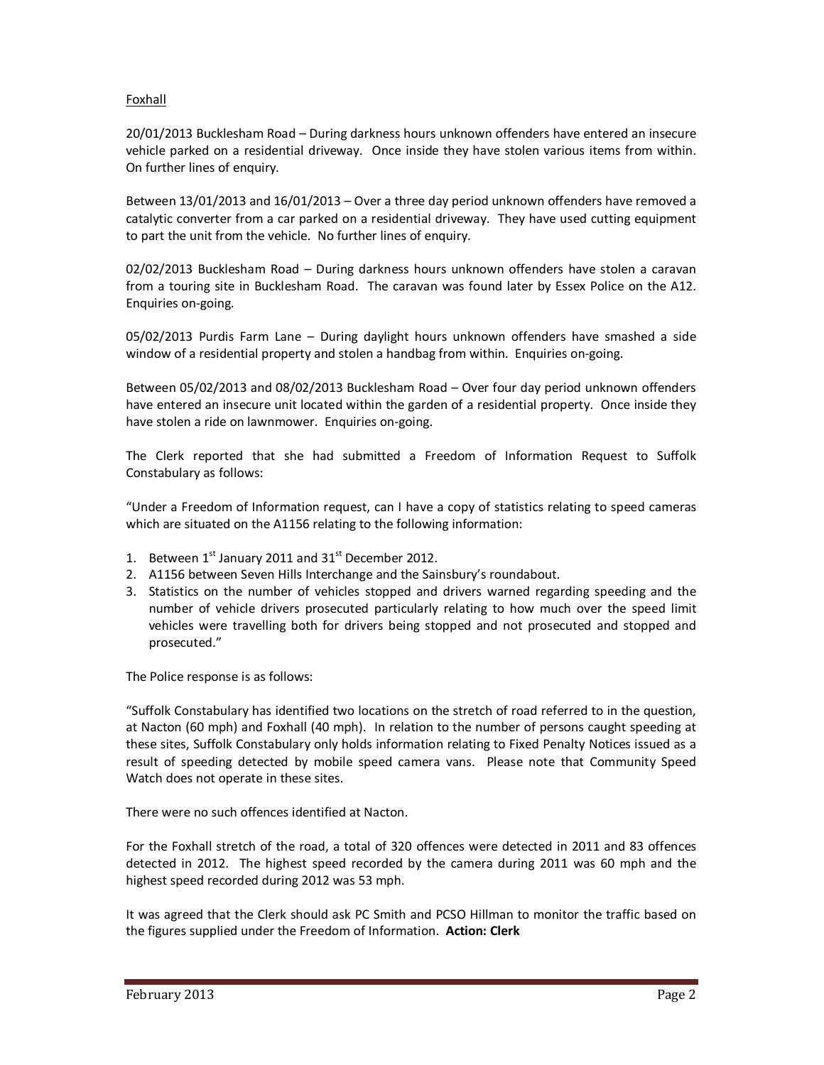Foxhall

20/01/2013 Bucklesham Road – During darkness hours unknown offenders have entered an insecure vehicle parked on a residential driveway. Once inside they have stolen various items from within. On further lines of enquiry.

Between 13/01/2013 and 16/01/2013 – Over a three day period unknown offenders have removed a catalytic converter from a car parked on a residential driveway. They have used cutting equipment to part the unit from the vehicle. No further lines of enquiry.

02/02/2013 Bucklesham Road – During darkness hours unknown offenders have stolen a caravan from a touring site in Bucklesham Road. The caravan was found later by Essex Police on the A12. Enquiries on-going.

05/02/2013 Purdis Farm Lane – During daylight hours unknown offenders have smashed a side window of a residential property and stolen a handbag from within. Enquiries on-going.

Between 05/02/2013 and 08/02/2013 Bucklesham Road – Over four day period unknown offenders have entered an insecure unit located within the garden of a residential property. Once inside they have stolen a ride on lawnmower. Enquiries on-going.

The Clerk reported that she had submitted a Freedom of Information Request to Suffolk Constabulary as follows:

"Under a Freedom of Information request, can I have a copy of statistics relating to speed cameras which are situated on the A1156 relating to the following information:

1. Between 1st January 2011 and 31st December 2012.
2. A1156 between Seven Hills Interchange and the Sainsbury's roundabout.
3. Statistics on the number of vehicles stopped and drivers warned regarding speeding and the number of vehicle drivers prosecuted particularly relating to how much over the speed limit vehicles were travelling both for drivers being stopped and not prosecuted and stopped and prosecuted."

The Police response is as follows:

"Suffolk Constabulary has identified two locations on the stretch of road referred to in the question, at Nacton (60 mph) and Foxhall (40 mph). In relation to the number of persons caught speeding at these sites, Suffolk Constabulary only holds information relating to Fixed Penalty Notices issued as a result of speeding detected by mobile speed camera vans. Please note that Community Speed Watch does not operate in these sites.

There were no such offences identified at Nacton.

For the Foxhall stretch of the road, a total of 320 offences were detected in 2011 and 83 offences detected in 2012. The highest speed recorded by the camera during 2011 was 60 mph and the highest speed recorded during 2012 was 53 mph.

It was agreed that the Clerk should ask PC Smith and PCSO Hillman to monitor the traffic based on the figures supplied under the Freedom of Information. **Action: Clerk**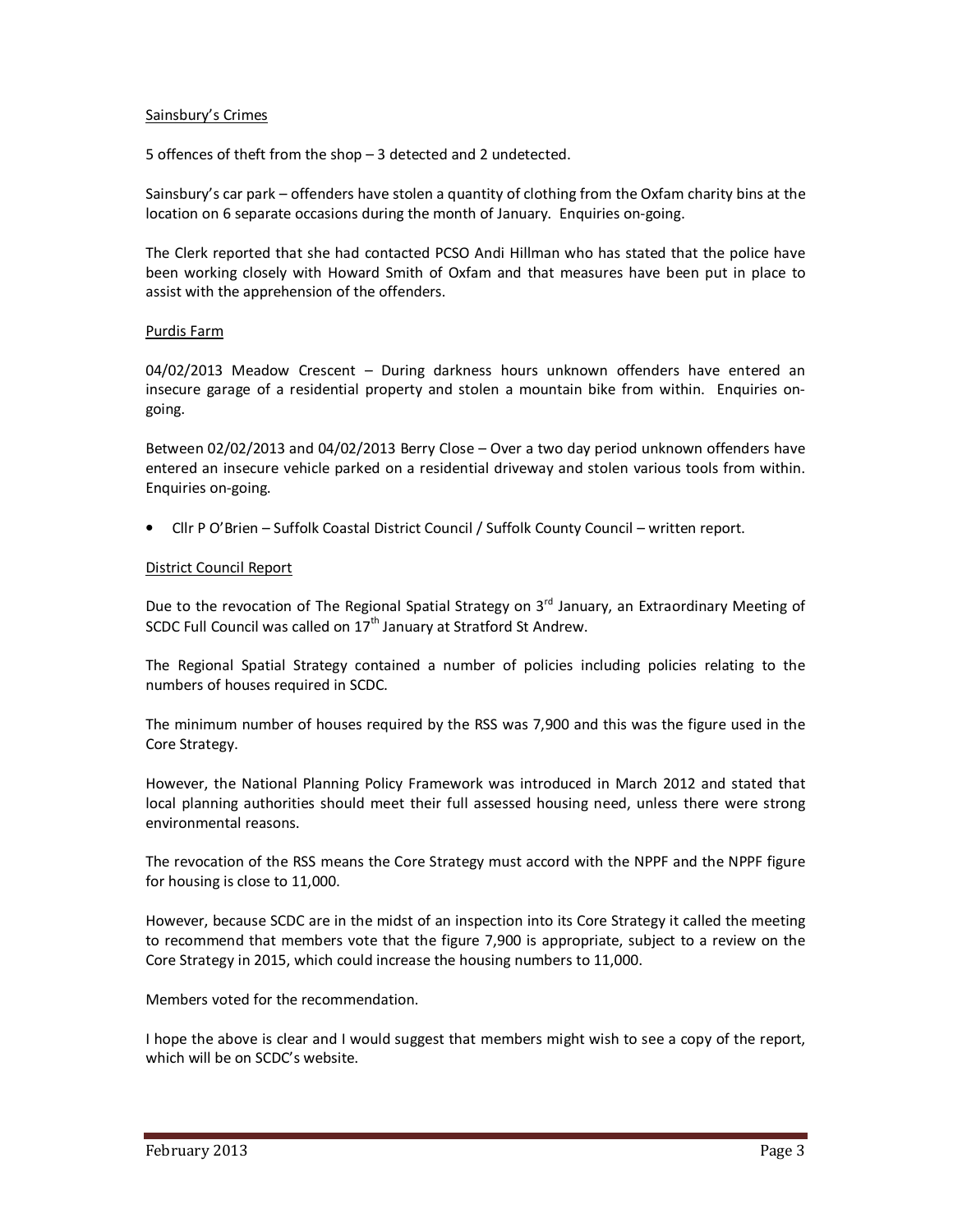Sainsbury's Crimes

5 offences of theft from the shop – 3 detected and 2 undetected.

Sainsbury's car park – offenders have stolen a quantity of clothing from the Oxfam charity bins at the location on 6 separate occasions during the month of January. Enquiries on-going.

The Clerk reported that she had contacted PCSO Andi Hillman who has stated that the police have been working closely with Howard Smith of Oxfam and that measures have been put in place to assist with the apprehension of the offenders.

Purdis Farm

04/02/2013 Meadow Crescent – During darkness hours unknown offenders have entered an insecure garage of a residential property and stolen a mountain bike from within. Enquiries on-going.

Between 02/02/2013 and 04/02/2013 Berry Close – Over a two day period unknown offenders have entered an insecure vehicle parked on a residential driveway and stolen various tools from within. Enquiries on-going.

- Cllr P O'Brien – Suffolk Coastal District Council / Suffolk County Council – written report.

District Council Report

Due to the revocation of The Regional Spatial Strategy on 3rd January, an Extraordinary Meeting of SCDC Full Council was called on 17th January at Stratford St Andrew.

The Regional Spatial Strategy contained a number of policies including policies relating to the numbers of houses required in SCDC.

The minimum number of houses required by the RSS was 7,900 and this was the figure used in the Core Strategy.

However, the National Planning Policy Framework was introduced in March 2012 and stated that local planning authorities should meet their full assessed housing need, unless there were strong environmental reasons.

The revocation of the RSS means the Core Strategy must accord with the NPPF and the NPPF figure for housing is close to 11,000.

However, because SCDC are in the midst of an inspection into its Core Strategy it called the meeting to recommend that members vote that the figure 7,900 is appropriate, subject to a review on the Core Strategy in 2015, which could increase the housing numbers to 11,000.

Members voted for the recommendation.

I hope the above is clear and I would suggest that members might wish to see a copy of the report, which will be on SCDC's website.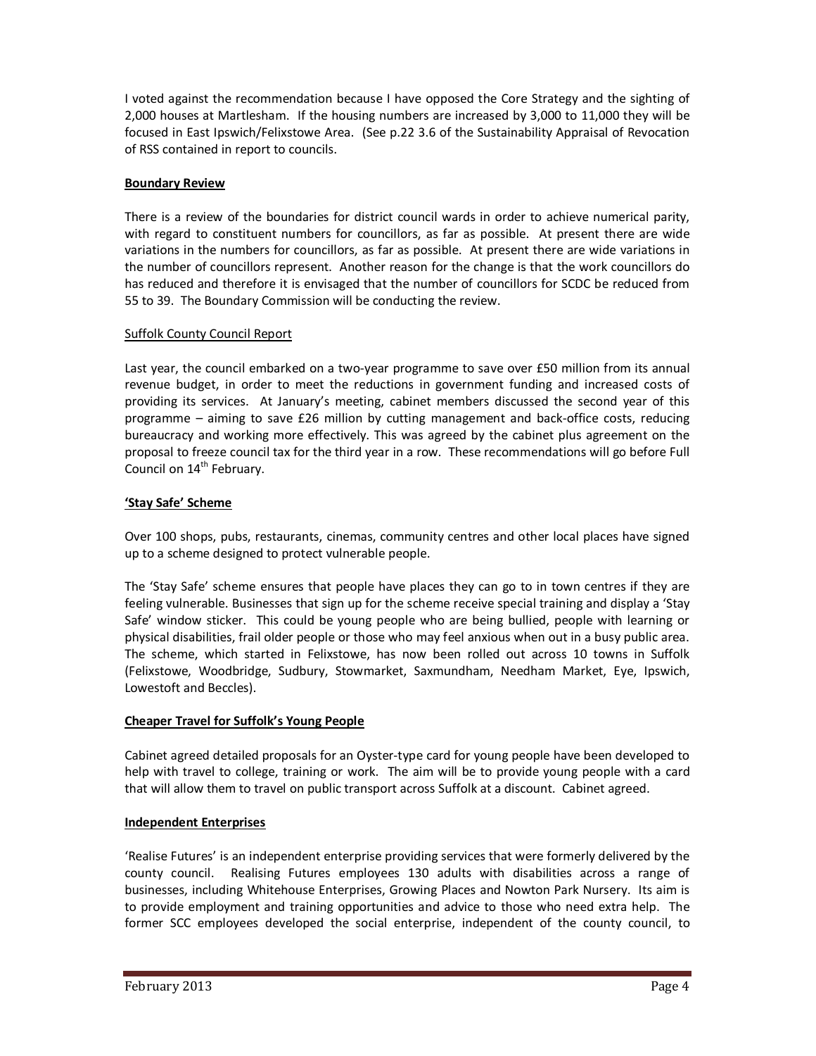I voted against the recommendation because I have opposed the Core Strategy and the sighting of 2,000 houses at Martlesham. If the housing numbers are increased by 3,000 to 11,000 they will be focused in East Ipswich/Felixstowe Area. (See p.22 3.6 of the Sustainability Appraisal of Revocation of RSS contained in report to councils.

**Boundary Review**

There is a review of the boundaries for district council wards in order to achieve numerical parity, with regard to constituent numbers for councillors, as far as possible. At present there are wide variations in the numbers for councillors, as far as possible. At present there are wide variations in the number of councillors represent. Another reason for the change is that the work councillors do has reduced and therefore it is envisaged that the number of councillors for SCDC be reduced from 55 to 39. The Boundary Commission will be conducting the review.

Suffolk County Council Report

Last year, the council embarked on a two-year programme to save over £50 million from its annual revenue budget, in order to meet the reductions in government funding and increased costs of providing its services. At January's meeting, cabinet members discussed the second year of this programme – aiming to save £26 million by cutting management and back-office costs, reducing bureaucracy and working more effectively. This was agreed by the cabinet plus agreement on the proposal to freeze council tax for the third year in a row. These recommendations will go before Full Council on 14th February.

**'Stay Safe' Scheme**

Over 100 shops, pubs, restaurants, cinemas, community centres and other local places have signed up to a scheme designed to protect vulnerable people.

The 'Stay Safe' scheme ensures that people have places they can go to in town centres if they are feeling vulnerable. Businesses that sign up for the scheme receive special training and display a 'Stay Safe' window sticker. This could be young people who are being bullied, people with learning or physical disabilities, frail older people or those who may feel anxious when out in a busy public area. The scheme, which started in Felixstowe, has now been rolled out across 10 towns in Suffolk (Felixstowe, Woodbridge, Sudbury, Stowmarket, Saxmundham, Needham Market, Eye, Ipswich, Lowestoft and Beccles).

**Cheaper Travel for Suffolk's Young People**

Cabinet agreed detailed proposals for an Oyster-type card for young people have been developed to help with travel to college, training or work. The aim will be to provide young people with a card that will allow them to travel on public transport across Suffolk at a discount. Cabinet agreed.

**Independent Enterprises**

'Realise Futures' is an independent enterprise providing services that were formerly delivered by the county council. Realising Futures employees 130 adults with disabilities across a range of businesses, including Whitehouse Enterprises, Growing Places and Nowton Park Nursery. Its aim is to provide employment and training opportunities and advice to those who need extra help. The former SCC employees developed the social enterprise, independent of the county council, to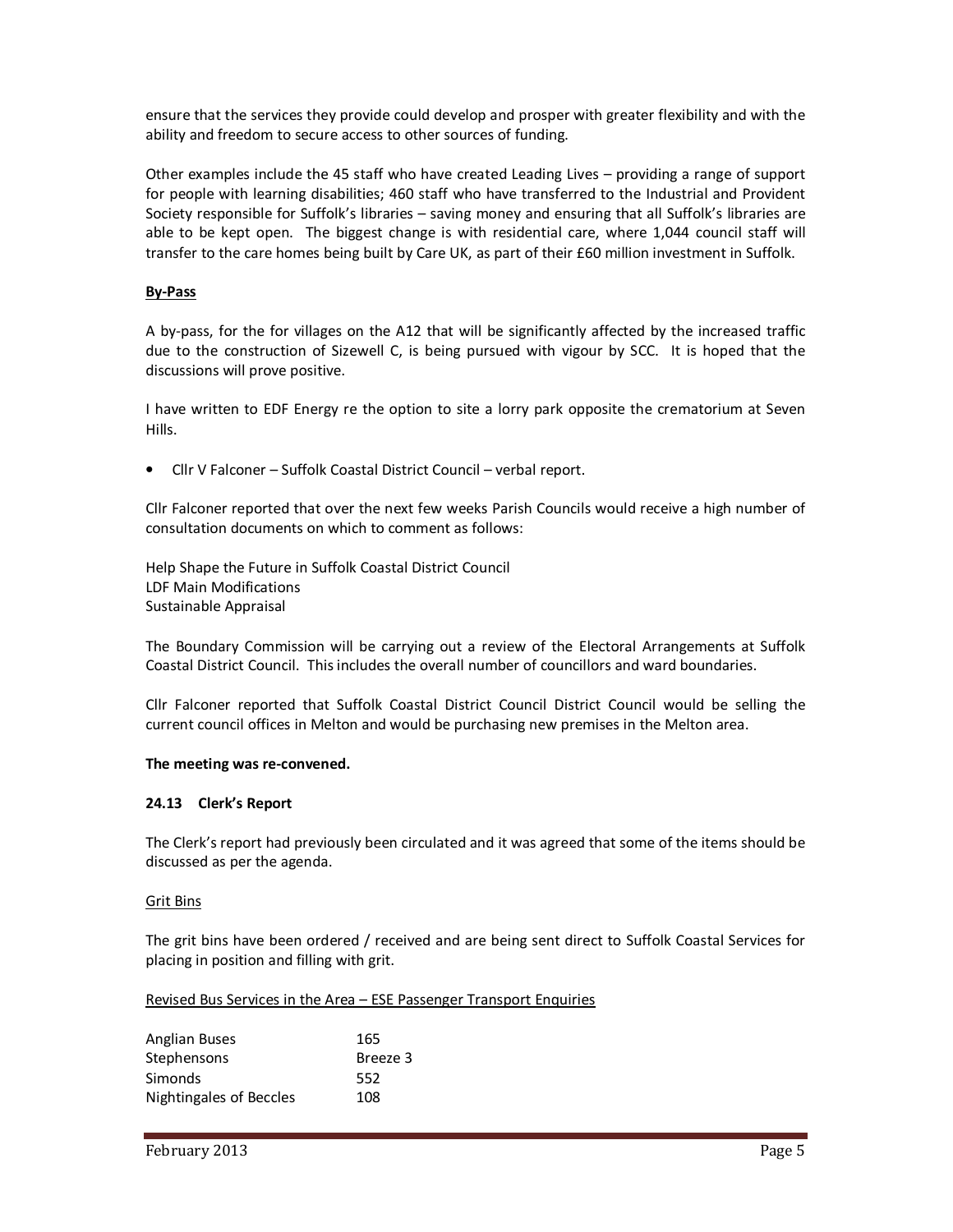ensure that the services they provide could develop and prosper with greater flexibility and with the ability and freedom to secure access to other sources of funding.

Other examples include the 45 staff who have created Leading Lives – providing a range of support for people with learning disabilities; 460 staff who have transferred to the Industrial and Provident Society responsible for Suffolk's libraries – saving money and ensuring that all Suffolk's libraries are able to be kept open. The biggest change is with residential care, where 1,044 council staff will transfer to the care homes being built by Care UK, as part of their £60 million investment in Suffolk.

**By-Pass**

A by-pass, for the for villages on the A12 that will be significantly affected by the increased traffic due to the construction of Sizewell C, is being pursued with vigour by SCC. It is hoped that the discussions will prove positive.

I have written to EDF Energy re the option to site a lorry park opposite the crematorium at Seven Hills.

- Cllr V Falconer – Suffolk Coastal District Council – verbal report.

Cllr Falconer reported that over the next few weeks Parish Councils would receive a high number of consultation documents on which to comment as follows:

Help Shape the Future in Suffolk Coastal District Council
LDF Main Modifications
Sustainable Appraisal

The Boundary Commission will be carrying out a review of the Electoral Arrangements at Suffolk Coastal District Council. This includes the overall number of councillors and ward boundaries.

Cllr Falconer reported that Suffolk Coastal District Council District Council would be selling the current council offices in Melton and would be purchasing new premises in the Melton area.

**The meeting was re-convened.**

**24.13 Clerk's Report**

The Clerk's report had previously been circulated and it was agreed that some of the items should be discussed as per the agenda.

Grit Bins

The grit bins have been ordered / received and are being sent direct to Suffolk Coastal Services for placing in position and filling with grit.

Revised Bus Services in the Area – ESE Passenger Transport Enquiries

| | |
|---|---|
| Anglian Buses | 165 |
| Stephensons | Breeze 3 |
| Simonds | 552 |
| Nightingales of Beccles | 108 |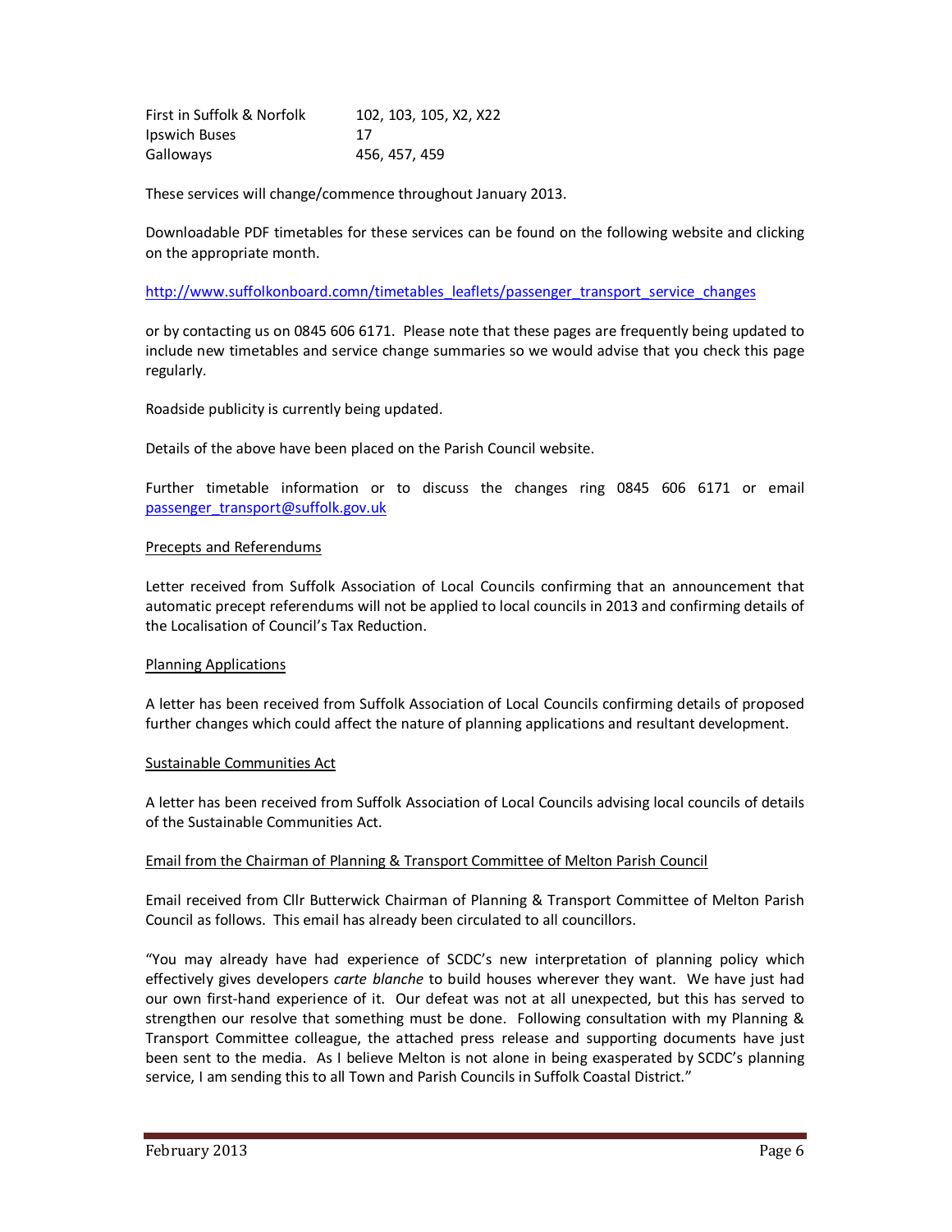| | |
|---|---|
| First in Suffolk & Norfolk | 102, 103, 105, X2, X22 |
| Ipswich Buses | 17 |
| Galloways | 456, 457, 459 |

These services will change/commence throughout January 2013.

Downloadable PDF timetables for these services can be found on the following website and clicking on the appropriate month.

http://www.suffolkonboard.comn/timetables_leaflets/passenger_transport_service_changes

or by contacting us on 0845 606 6171. Please note that these pages are frequently being updated to include new timetables and service change summaries so we would advise that you check this page regularly.

Roadside publicity is currently being updated.

Details of the above have been placed on the Parish Council website.

Further timetable information or to discuss the changes ring 0845 606 6171 or email passenger_transport@suffolk.gov.uk

Precepts and Referendums

Letter received from Suffolk Association of Local Councils confirming that an announcement that automatic precept referendums will not be applied to local councils in 2013 and confirming details of the Localisation of Council's Tax Reduction.

Planning Applications

A letter has been received from Suffolk Association of Local Councils confirming details of proposed further changes which could affect the nature of planning applications and resultant development.

Sustainable Communities Act

A letter has been received from Suffolk Association of Local Councils advising local councils of details of the Sustainable Communities Act.

Email from the Chairman of Planning & Transport Committee of Melton Parish Council

Email received from Cllr Butterwick Chairman of Planning & Transport Committee of Melton Parish Council as follows. This email has already been circulated to all councillors.

"You may already have had experience of SCDC's new interpretation of planning policy which effectively gives developers *carte blanche* to build houses wherever they want. We have just had our own first-hand experience of it. Our defeat was not at all unexpected, but this has served to strengthen our resolve that something must be done. Following consultation with my Planning & Transport Committee colleague, the attached press release and supporting documents have just been sent to the media. As I believe Melton is not alone in being exasperated by SCDC's planning service, I am sending this to all Town and Parish Councils in Suffolk Coastal District."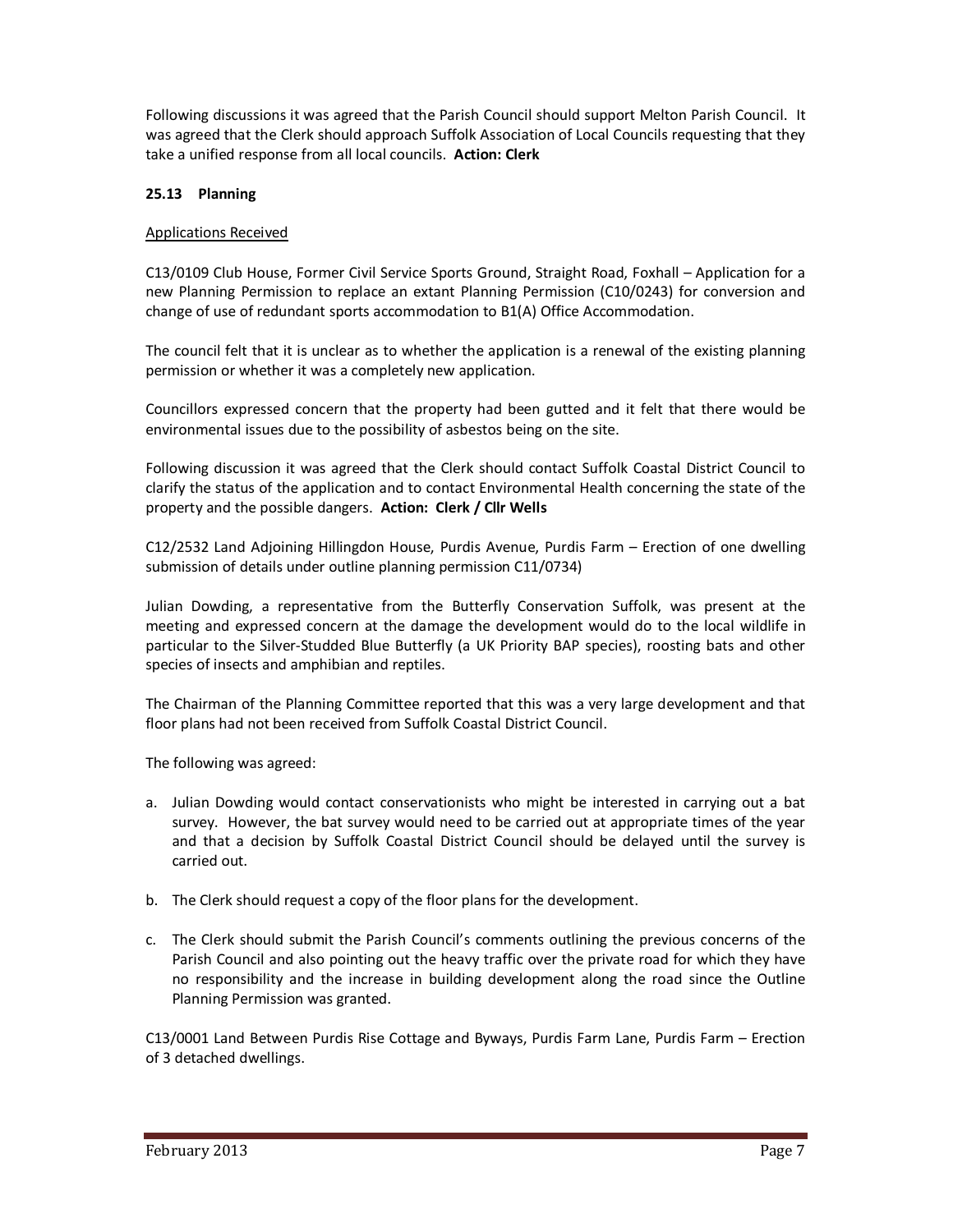Following discussions it was agreed that the Parish Council should support Melton Parish Council. It was agreed that the Clerk should approach Suffolk Association of Local Councils requesting that they take a unified response from all local councils. **Action: Clerk**

**25.13 Planning**

Applications Received

C13/0109 Club House, Former Civil Service Sports Ground, Straight Road, Foxhall – Application for a new Planning Permission to replace an extant Planning Permission (C10/0243) for conversion and change of use of redundant sports accommodation to B1(A) Office Accommodation.

The council felt that it is unclear as to whether the application is a renewal of the existing planning permission or whether it was a completely new application.

Councillors expressed concern that the property had been gutted and it felt that there would be environmental issues due to the possibility of asbestos being on the site.

Following discussion it was agreed that the Clerk should contact Suffolk Coastal District Council to clarify the status of the application and to contact Environmental Health concerning the state of the property and the possible dangers. **Action: Clerk / Cllr Wells**

C12/2532 Land Adjoining Hillingdon House, Purdis Avenue, Purdis Farm – Erection of one dwelling submission of details under outline planning permission C11/0734)

Julian Dowding, a representative from the Butterfly Conservation Suffolk, was present at the meeting and expressed concern at the damage the development would do to the local wildlife in particular to the Silver-Studded Blue Butterfly (a UK Priority BAP species), roosting bats and other species of insects and amphibian and reptiles.

The Chairman of the Planning Committee reported that this was a very large development and that floor plans had not been received from Suffolk Coastal District Council.

The following was agreed:

a. Julian Dowding would contact conservationists who might be interested in carrying out a bat survey. However, the bat survey would need to be carried out at appropriate times of the year and that a decision by Suffolk Coastal District Council should be delayed until the survey is carried out.

b. The Clerk should request a copy of the floor plans for the development.

c. The Clerk should submit the Parish Council's comments outlining the previous concerns of the Parish Council and also pointing out the heavy traffic over the private road for which they have no responsibility and the increase in building development along the road since the Outline Planning Permission was granted.

C13/0001 Land Between Purdis Rise Cottage and Byways, Purdis Farm Lane, Purdis Farm – Erection of 3 detached dwellings.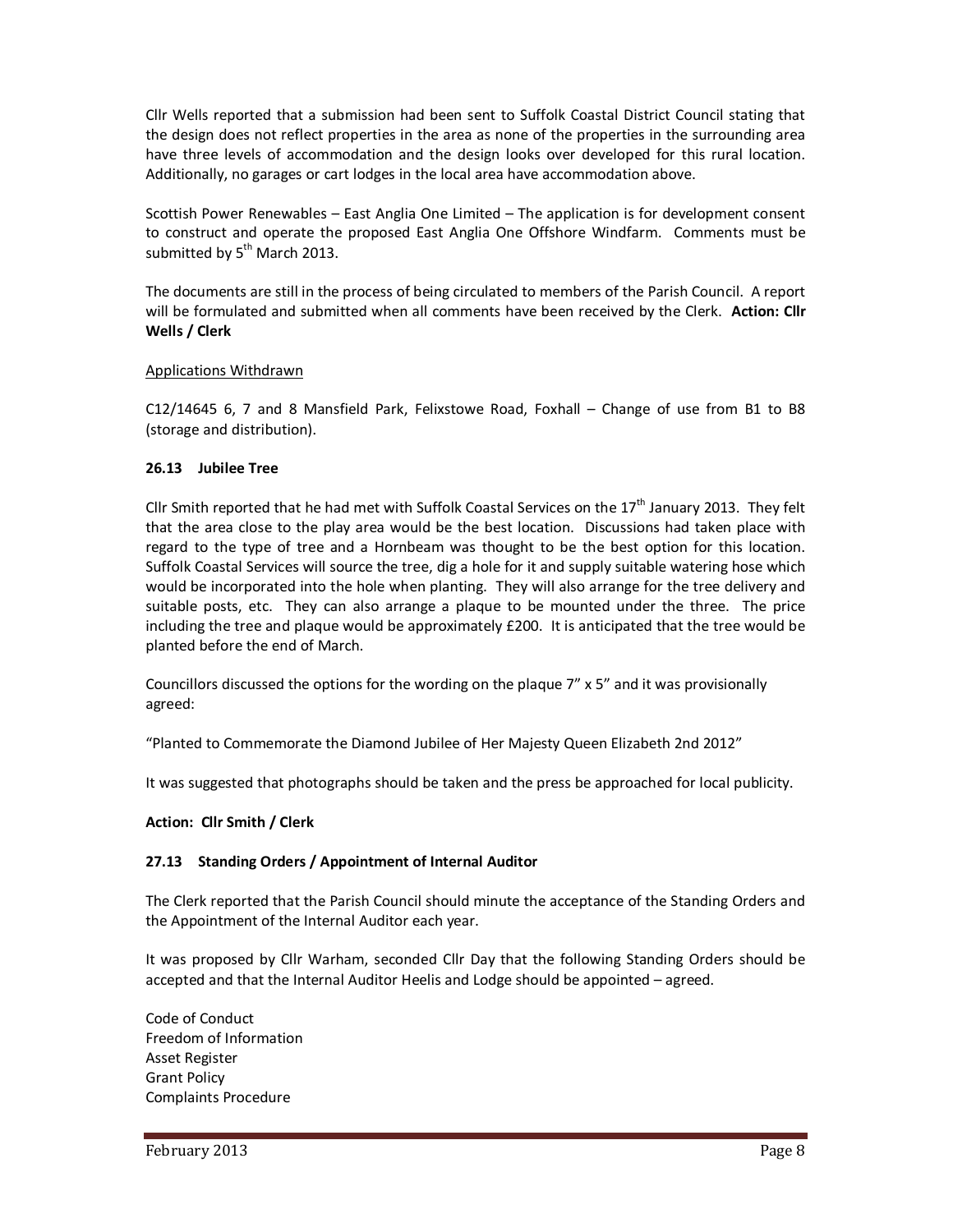Cllr Wells reported that a submission had been sent to Suffolk Coastal District Council stating that the design does not reflect properties in the area as none of the properties in the surrounding area have three levels of accommodation and the design looks over developed for this rural location. Additionally, no garages or cart lodges in the local area have accommodation above.

Scottish Power Renewables – East Anglia One Limited – The application is for development consent to construct and operate the proposed East Anglia One Offshore Windfarm. Comments must be submitted by 5th March 2013.

The documents are still in the process of being circulated to members of the Parish Council. A report will be formulated and submitted when all comments have been received by the Clerk. **Action: Cllr Wells / Clerk**

Applications Withdrawn

C12/14645 6, 7 and 8 Mansfield Park, Felixstowe Road, Foxhall – Change of use from B1 to B8 (storage and distribution).

### 26.13 Jubilee Tree

Cllr Smith reported that he had met with Suffolk Coastal Services on the 17th January 2013. They felt that the area close to the play area would be the best location. Discussions had taken place with regard to the type of tree and a Hornbeam was thought to be the best option for this location. Suffolk Coastal Services will source the tree, dig a hole for it and supply suitable watering hose which would be incorporated into the hole when planting. They will also arrange for the tree delivery and suitable posts, etc. They can also arrange a plaque to be mounted under the three. The price including the tree and plaque would be approximately £200. It is anticipated that the tree would be planted before the end of March.

Councillors discussed the options for the wording on the plaque 7" x 5" and it was provisionally agreed:

"Planted to Commemorate the Diamond Jubilee of Her Majesty Queen Elizabeth 2nd 2012"

It was suggested that photographs should be taken and the press be approached for local publicity.

**Action: Cllr Smith / Clerk**

### 27.13 Standing Orders / Appointment of Internal Auditor

The Clerk reported that the Parish Council should minute the acceptance of the Standing Orders and the Appointment of the Internal Auditor each year.

It was proposed by Cllr Warham, seconded Cllr Day that the following Standing Orders should be accepted and that the Internal Auditor Heelis and Lodge should be appointed – agreed.

Code of Conduct
Freedom of Information
Asset Register
Grant Policy
Complaints Procedure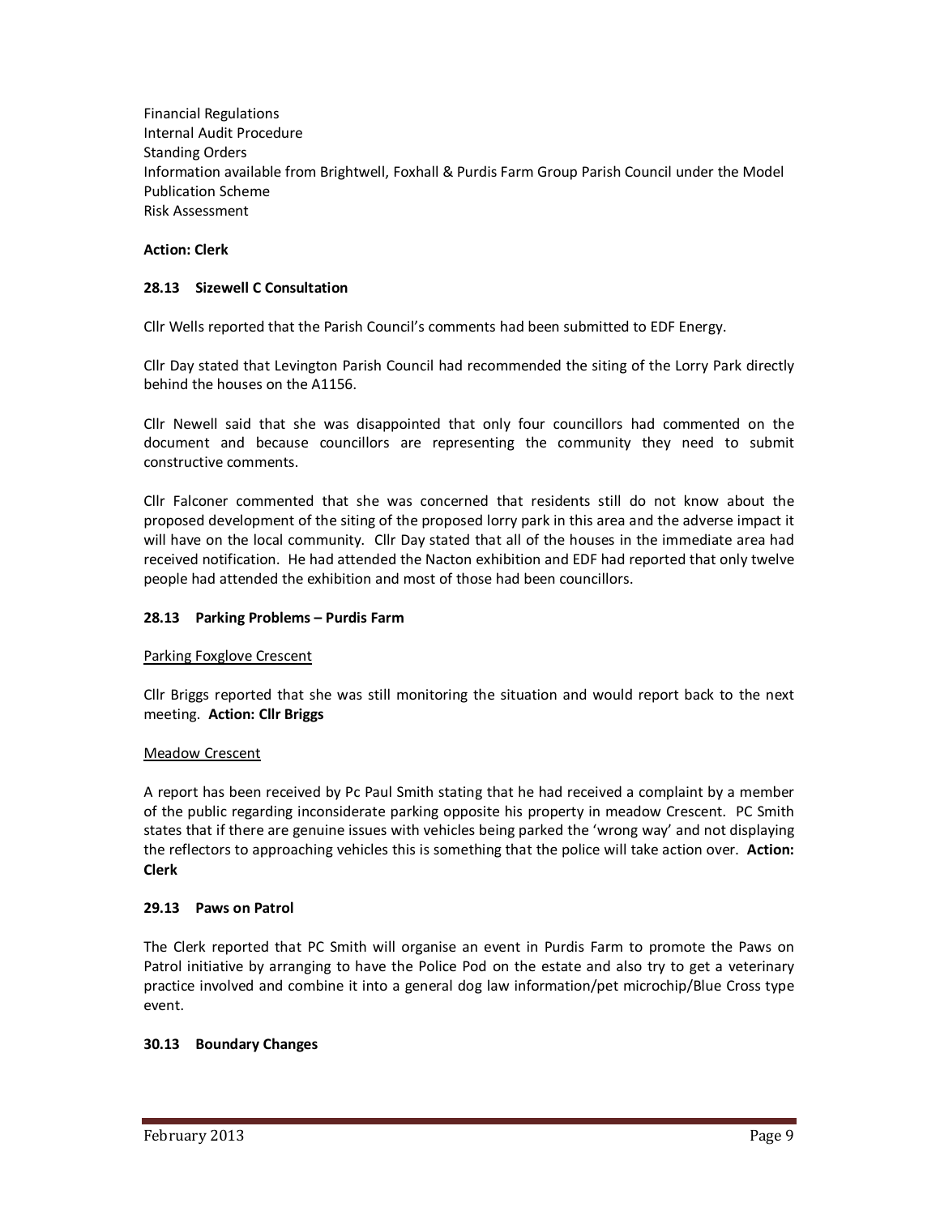Financial Regulations
Internal Audit Procedure
Standing Orders
Information available from Brightwell, Foxhall & Purdis Farm Group Parish Council under the Model Publication Scheme
Risk Assessment

**Action: Clerk**

**28.13 Sizewell C Consultation**

Cllr Wells reported that the Parish Council's comments had been submitted to EDF Energy.

Cllr Day stated that Levington Parish Council had recommended the siting of the Lorry Park directly behind the houses on the A1156.

Cllr Newell said that she was disappointed that only four councillors had commented on the document and because councillors are representing the community they need to submit constructive comments.

Cllr Falconer commented that she was concerned that residents still do not know about the proposed development of the siting of the proposed lorry park in this area and the adverse impact it will have on the local community. Cllr Day stated that all of the houses in the immediate area had received notification. He had attended the Nacton exhibition and EDF had reported that only twelve people had attended the exhibition and most of those had been councillors.

**28.13 Parking Problems – Purdis Farm**

Parking Foxglove Crescent

Cllr Briggs reported that she was still monitoring the situation and would report back to the next meeting. **Action: Cllr Briggs**

Meadow Crescent

A report has been received by Pc Paul Smith stating that he had received a complaint by a member of the public regarding inconsiderate parking opposite his property in meadow Crescent. PC Smith states that if there are genuine issues with vehicles being parked the 'wrong way' and not displaying the reflectors to approaching vehicles this is something that the police will take action over. **Action: Clerk**

**29.13 Paws on Patrol**

The Clerk reported that PC Smith will organise an event in Purdis Farm to promote the Paws on Patrol initiative by arranging to have the Police Pod on the estate and also try to get a veterinary practice involved and combine it into a general dog law information/pet microchip/Blue Cross type event.

**30.13 Boundary Changes**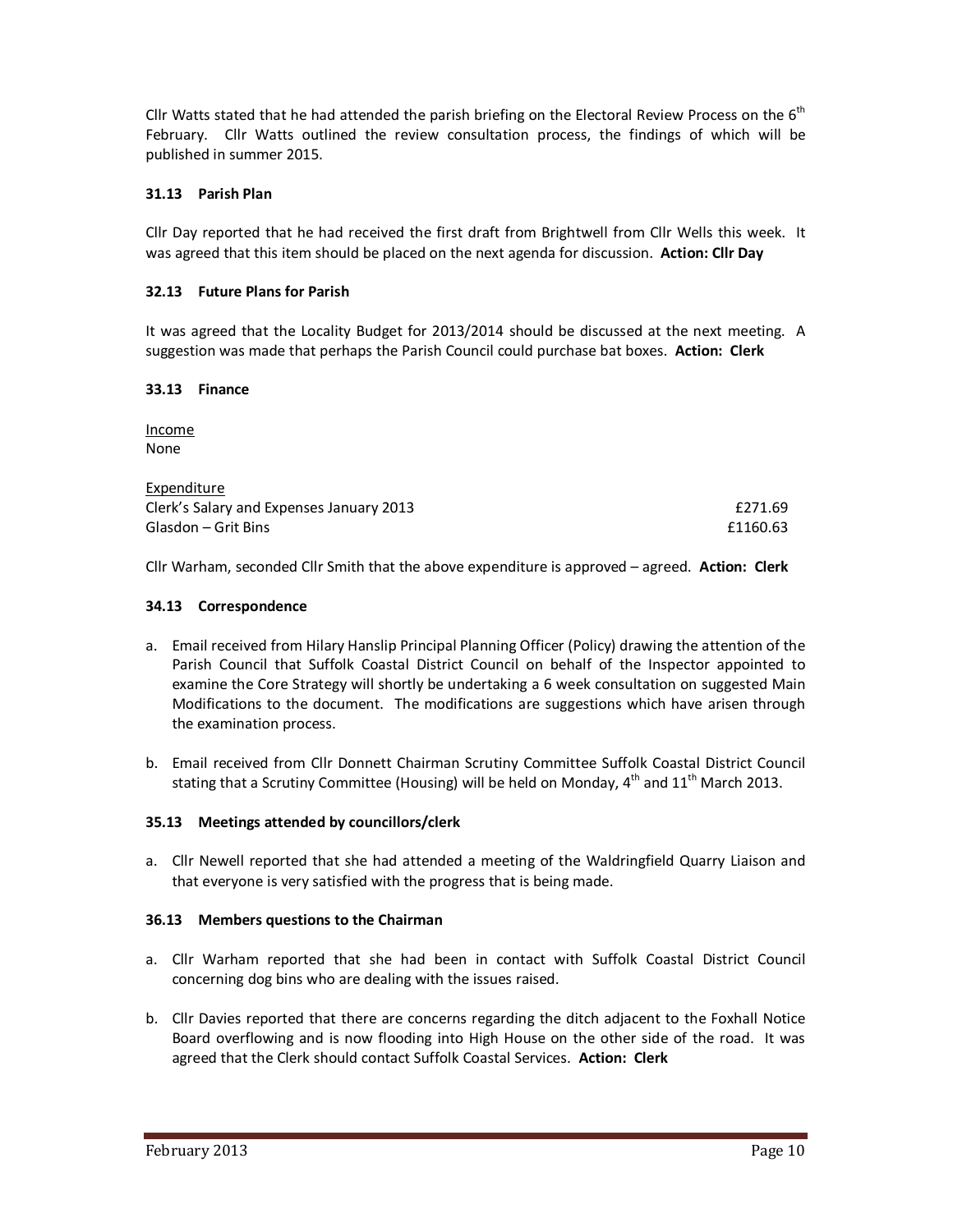Cllr Watts stated that he had attended the parish briefing on the Electoral Review Process on the 6th February. Cllr Watts outlined the review consultation process, the findings of which will be published in summer 2015.

### 31.13 Parish Plan

Cllr Day reported that he had received the first draft from Brightwell from Cllr Wells this week. It was agreed that this item should be placed on the next agenda for discussion. **Action: Cllr Day**

### 32.13 Future Plans for Parish

It was agreed that the Locality Budget for 2013/2014 should be discussed at the next meeting. A suggestion was made that perhaps the Parish Council could purchase bat boxes. **Action: Clerk**

### 33.13 Finance

Income
None

Expenditure

| | |
|---|---|
| Clerk's Salary and Expenses January 2013 | £271.69 |
| Glasdon – Grit Bins | £1160.63 |

Cllr Warham, seconded Cllr Smith that the above expenditure is approved – agreed. **Action: Clerk**

### 34.13 Correspondence

a. Email received from Hilary Hanslip Principal Planning Officer (Policy) drawing the attention of the Parish Council that Suffolk Coastal District Council on behalf of the Inspector appointed to examine the Core Strategy will shortly be undertaking a 6 week consultation on suggested Main Modifications to the document. The modifications are suggestions which have arisen through the examination process.

b. Email received from Cllr Donnett Chairman Scrutiny Committee Suffolk Coastal District Council stating that a Scrutiny Committee (Housing) will be held on Monday, 4th and 11th March 2013.

### 35.13 Meetings attended by councillors/clerk

a. Cllr Newell reported that she had attended a meeting of the Waldringfield Quarry Liaison and that everyone is very satisfied with the progress that is being made.

### 36.13 Members questions to the Chairman

a. Cllr Warham reported that she had been in contact with Suffolk Coastal District Council concerning dog bins who are dealing with the issues raised.

b. Cllr Davies reported that there are concerns regarding the ditch adjacent to the Foxhall Notice Board overflowing and is now flooding into High House on the other side of the road. It was agreed that the Clerk should contact Suffolk Coastal Services. **Action: Clerk**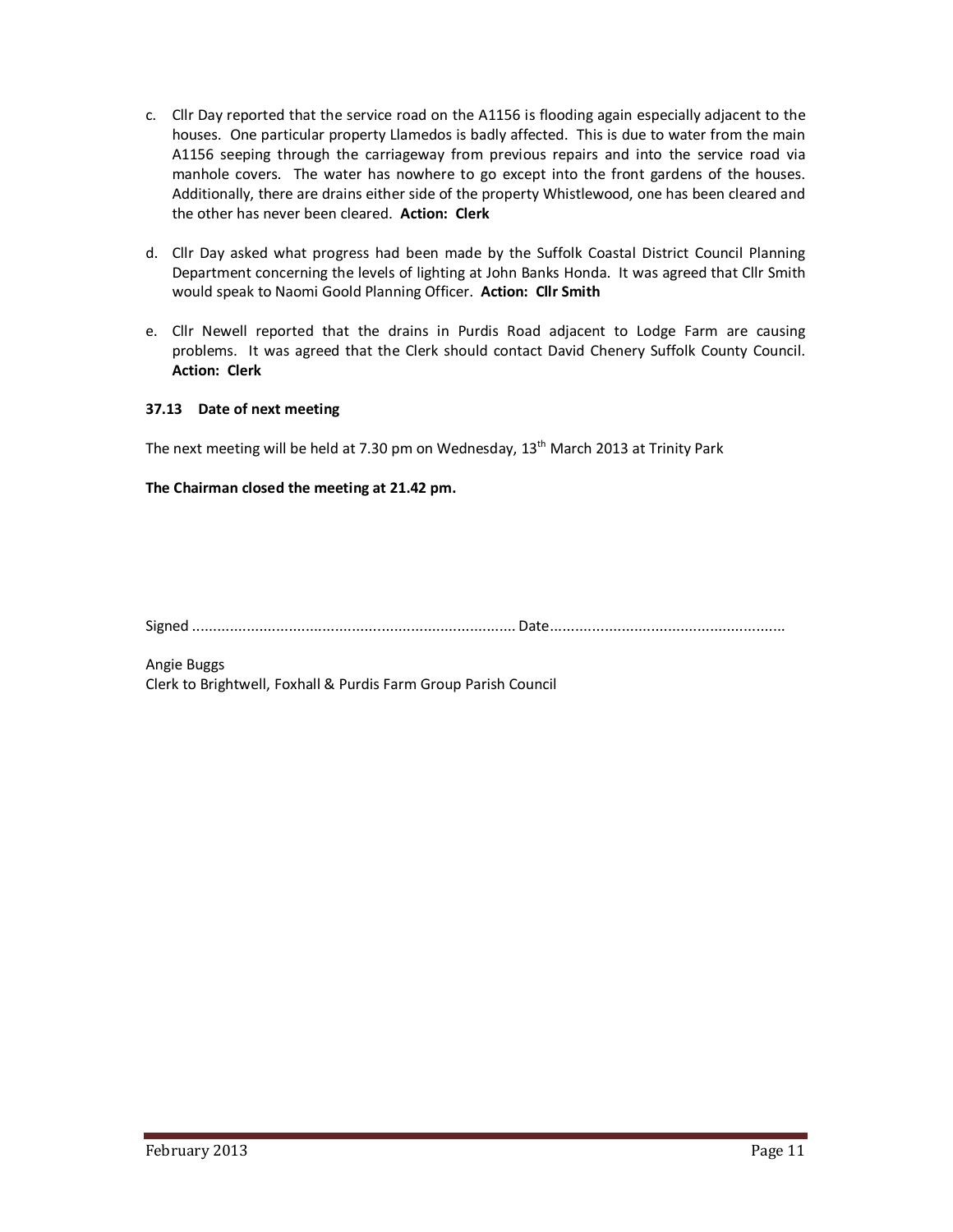c. Cllr Day reported that the service road on the A1156 is flooding again especially adjacent to the houses. One particular property Llamedos is badly affected. This is due to water from the main A1156 seeping through the carriageway from previous repairs and into the service road via manhole covers. The water has nowhere to go except into the front gardens of the houses. Additionally, there are drains either side of the property Whistlewood, one has been cleared and the other has never been cleared. **Action: Clerk**

d. Cllr Day asked what progress had been made by the Suffolk Coastal District Council Planning Department concerning the levels of lighting at John Banks Honda. It was agreed that Cllr Smith would speak to Naomi Goold Planning Officer. **Action: Cllr Smith**

e. Cllr Newell reported that the drains in Purdis Road adjacent to Lodge Farm are causing problems. It was agreed that the Clerk should contact David Chenery Suffolk County Council. **Action: Clerk**

**37.13 Date of next meeting**

The next meeting will be held at 7.30 pm on Wednesday, 13th March 2013 at Trinity Park

**The Chairman closed the meeting at 21.42 pm.**

Signed ............................................................................ Date.......................................................

Angie Buggs
Clerk to Brightwell, Foxhall & Purdis Farm Group Parish Council